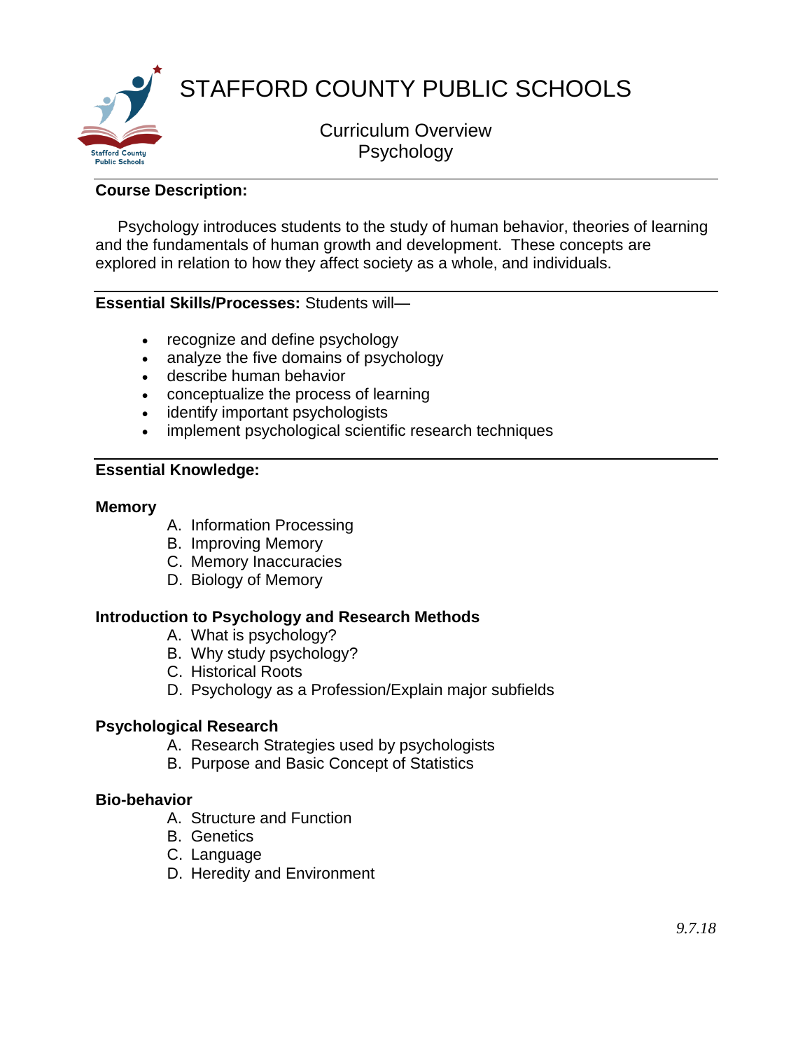# STAFFORD COUNTY PUBLIC SCHOOLS

## Curriculum Overview
## Psychology

**Course Description:**

Psychology introduces students to the study of human behavior, theories of learning and the fundamentals of human growth and development. These concepts are explored in relation to how they affect society as a whole, and individuals.

**Essential Skills/Processes:** Students will—

- recognize and define psychology
- analyze the five domains of psychology
- describe human behavior
- conceptualize the process of learning
- identify important psychologists
- implement psychological scientific research techniques

**Essential Knowledge:**

**Memory**

A. Information Processing
B. Improving Memory
C. Memory Inaccuracies
D. Biology of Memory

**Introduction to Psychology and Research Methods**

A. What is psychology?
B. Why study psychology?
C. Historical Roots
D. Psychology as a Profession/Explain major subfields

**Psychological Research**

A. Research Strategies used by psychologists
B. Purpose and Basic Concept of Statistics

**Bio-behavior**

A. Structure and Function
B. Genetics
C. Language
D. Heredity and Environment

*9.7.18*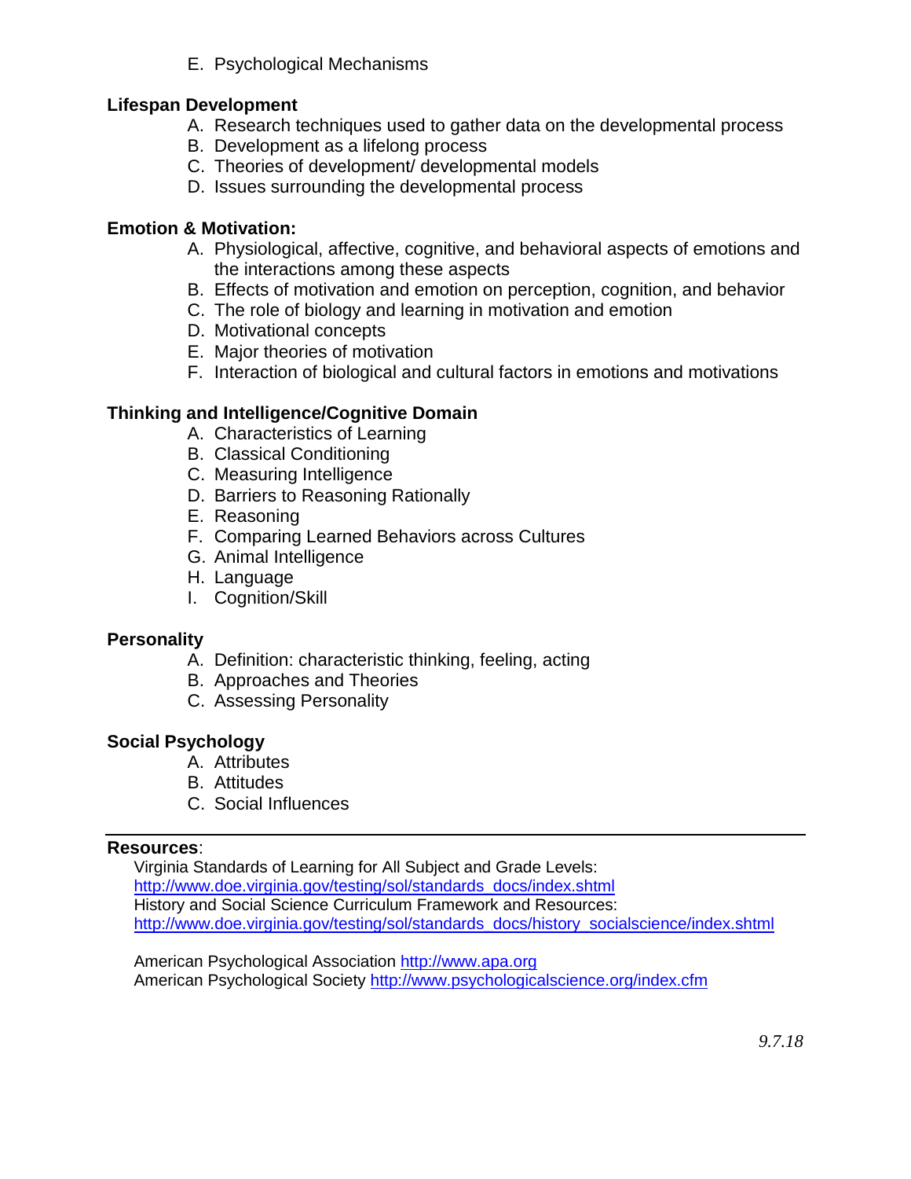E. Psychological Mechanisms

**Lifespan Development**

A. Research techniques used to gather data on the developmental process
B. Development as a lifelong process
C. Theories of development/ developmental models
D. Issues surrounding the developmental process

**Emotion & Motivation:**

A. Physiological, affective, cognitive, and behavioral aspects of emotions and the interactions among these aspects
B. Effects of motivation and emotion on perception, cognition, and behavior
C. The role of biology and learning in motivation and emotion
D. Motivational concepts
E. Major theories of motivation
F. Interaction of biological and cultural factors in emotions and motivations

**Thinking and Intelligence/Cognitive Domain**

A. Characteristics of Learning
B. Classical Conditioning
C. Measuring Intelligence
D. Barriers to Reasoning Rationally
E. Reasoning
F. Comparing Learned Behaviors across Cultures
G. Animal Intelligence
H. Language
I. Cognition/Skill

**Personality**

A. Definition: characteristic thinking, feeling, acting
B. Approaches and Theories
C. Assessing Personality

**Social Psychology**

A. Attributes
B. Attitudes
C. Social Influences

---

**Resources**:

Virginia Standards of Learning for All Subject and Grade Levels:
http://www.doe.virginia.gov/testing/sol/standards_docs/index.shtml
History and Social Science Curriculum Framework and Resources:
http://www.doe.virginia.gov/testing/sol/standards_docs/history_socialscience/index.shtml

American Psychological Association http://www.apa.org
American Psychological Society http://www.psychologicalscience.org/index.cfm

*9.7.18*